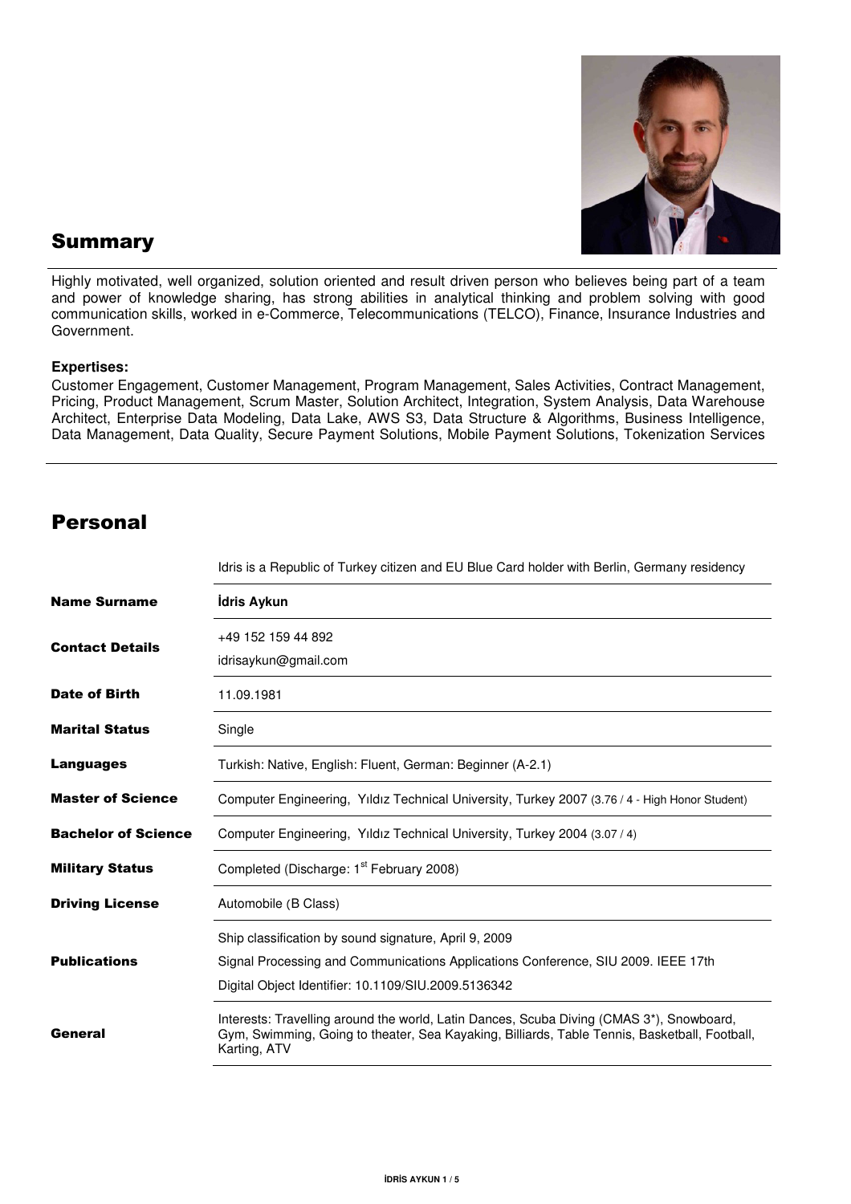## Summary

Highly motivated, well organized, solution oriented and result driven person who believes being part of a team and power of knowledge sharing, has strong abilities in analytical thinking and problem solving with good communication skills, worked in e-Commerce, Telecommunications (TELCO), Finance, Insurance Industries and Government.

**Expertises:**
Customer Engagement, Customer Management, Program Management, Sales Activities, Contract Management, Pricing, Product Management, Scrum Master, Solution Architect, Integration, System Analysis, Data Warehouse Architect, Enterprise Data Modeling, Data Lake, AWS S3, Data Structure & Algorithms, Business Intelligence, Data Management, Data Quality, Secure Payment Solutions, Mobile Payment Solutions, Tokenization Services

## Personal

| | Idris is a Republic of Turkey citizen and EU Blue Card holder with Berlin, Germany residency |
|---|---|
| **Name Surname** | **İdris Aykun** |
| **Contact Details** | +49 152 159 44 892<br>idrisaykun@gmail.com |
| **Date of Birth** | 11.09.1981 |
| **Marital Status** | Single |
| **Languages** | Turkish: Native, English: Fluent, German: Beginner (A-2.1) |
| **Master of Science** | Computer Engineering, Yıldız Technical University, Turkey 2007 (3.76 / 4 - High Honor Student) |
| **Bachelor of Science** | Computer Engineering, Yıldız Technical University, Turkey 2004 (3.07 / 4) |
| **Military Status** | Completed (Discharge: 1st February 2008) |
| **Driving License** | Automobile (B Class) |
| **Publications** | Ship classification by sound signature, April 9, 2009<br>Signal Processing and Communications Applications Conference, SIU 2009. IEEE 17th<br>Digital Object Identifier: 10.1109/SIU.2009.5136342 |
| **General** | Interests: Travelling around the world, Latin Dances, Scuba Diving (CMAS 3*), Snowboard, Gym, Swimming, Going to theater, Sea Kayaking, Billiards, Table Tennis, Basketball, Football, Karting, ATV |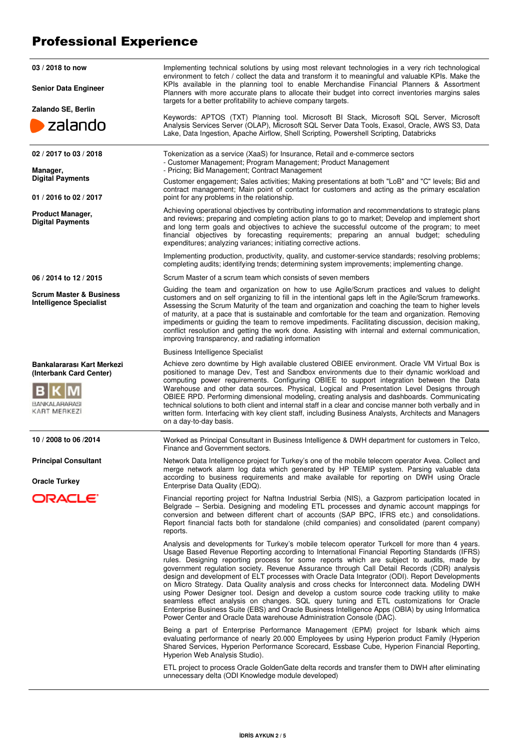# Professional Experience

**03 / 2018 to now**

**Senior Data Engineer**

**Zalando SE, Berlin**

Implementing technical solutions by using most relevant technologies in a very rich technological environment to fetch / collect the data and transform it to meaningful and valuable KPIs. Make the KPIs available in the planning tool to enable Merchandise Financial Planners & Assortment Planners with more accurate plans to allocate their budget into correct inventories margins sales targets for a better profitability to achieve company targets.

Keywords: APTOS (TXT) Planning tool. Microsoft BI Stack, Microsoft SQL Server, Microsoft Analysis Services Server (OLAP), Microsoft SQL Server Data Tools, Exasol, Oracle, AWS S3, Data Lake, Data Ingestion, Apache Airflow, Shell Scripting, Powershell Scripting, Databricks

---

**02 / 2017 to 03 / 2018**

**Manager, Digital Payments**

**01 / 2016 to 02 / 2017**

**Product Manager, Digital Payments**

Tokenization as a service (XaaS) for Insurance, Retail and e-commerce sectors
- Customer Management; Program Management; Product Management
- Pricing; Bid Management; Contract Management

Customer engagement; Sales activities; Making presentations at both "LoB" and "C" levels; Bid and contract management; Main point of contact for customers and acting as the primary escalation point for any problems in the relationship.

Achieving operational objectives by contributing information and recommendations to strategic plans and reviews; preparing and completing action plans to go to market; Develop and implement short and long term goals and objectives to achieve the successful outcome of the program; to meet financial objectives by forecasting requirements; preparing an annual budget; scheduling expenditures; analyzing variances; initiating corrective actions.

Implementing production, productivity, quality, and customer-service standards; resolving problems; completing audits; identifying trends; determining system improvements; implementing change.

**06 / 2014 to 12 / 2015**

**Scrum Master & Business Intelligence Specialist**

Scrum Master of a scrum team which consists of seven members

Guiding the team and organization on how to use Agile/Scrum practices and values to delight customers and on self organizing to fill in the intentional gaps left in the Agile/Scrum frameworks. Assessing the Scrum Maturity of the team and organization and coaching the team to higher levels of maturity, at a pace that is sustainable and comfortable for the team and organization. Removing impediments or guiding the team to remove impediments. Facilitating discussion, decision making, conflict resolution and getting the work done. Assisting with internal and external communication, improving transparency, and radiating information

**Bankalararası Kart Merkezi (Interbank Card Center)**

Business Intelligence Specialist

Achieve zero downtime by High available clustered OBIEE environment. Oracle VM Virtual Box is positioned to manage Dev, Test and Sandbox environments due to their dynamic workload and computing power requirements. Configuring OBIEE to support integration between the Data Warehouse and other data sources. Physical, Logical and Presentation Level Designs through OBIEE RPD. Performing dimensional modeling, creating analysis and dashboards. Communicating technical solutions to both client and internal staff in a clear and concise manner both verbally and in written form. Interfacing with key client staff, including Business Analysts, Architects and Managers on a day-to-day basis.

---

**10 / 2008 to 06 /2014**

**Principal Consultant**

**Oracle Turkey**

Worked as Principal Consultant in Business Intelligence & DWH department for customers in Telco, Finance and Government sectors.

Network Data Intelligence project for Turkey's one of the mobile telecom operator Avea. Collect and merge network alarm log data which generated by HP TEMIP system. Parsing valuable data according to business requirements and make available for reporting on DWH using Oracle Enterprise Data Quality (EDQ).

Financial reporting project for Naftna Industrial Serbia (NIS), a Gazprom participation located in Belgrade – Serbia. Designing and modeling ETL processes and dynamic account mappings for conversion and between different chart of accounts (SAP BPC, IFRS etc.) and consolidations. Report financial facts both for standalone (child companies) and consolidated (parent company) reports.

Analysis and developments for Turkey's mobile telecom operator Turkcell for more than 4 years. Usage Based Revenue Reporting according to International Financial Reporting Standards (IFRS) rules. Designing reporting process for some reports which are subject to audits, made by government regulation society. Revenue Assurance through Call Detail Records (CDR) analysis design and development of ELT processes with Oracle Data Integrator (ODI). Report Developments on Micro Strategy. Data Quality analysis and cross checks for Interconnect data. Modeling DWH using Power Designer tool. Design and develop a custom source code tracking utility to make seamless effect analysis on changes. SQL query tuning and ETL customizations for Oracle Enterprise Business Suite (EBS) and Oracle Business Intelligence Apps (OBIA) by using Informatica Power Center and Oracle Data warehouse Administration Console (DAC).

Being a part of Enterprise Performance Management (EPM) project for Isbank which aims evaluating performance of nearly 20.000 Employees by using Hyperion product Family (Hyperion Shared Services, Hyperion Performance Scorecard, Essbase Cube, Hyperion Financial Reporting, Hyperion Web Analysis Studio).

ETL project to process Oracle GoldenGate delta records and transfer them to DWH after eliminating unnecessary delta (ODI Knowledge module developed)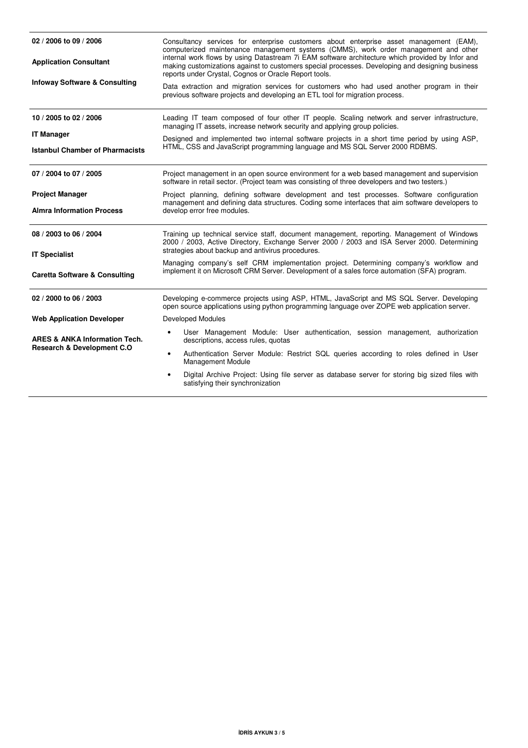**02 / 2006 to 09 / 2006**

**Application Consultant**

**Infoway Software & Consulting**

Consultancy services for enterprise customers about enterprise asset management (EAM), computerized maintenance management systems (CMMS), work order management and other internal work flows by using Datastream 7i EAM software architecture which provided by Infor and making customizations against to customers special processes. Developing and designing business reports under Crystal, Cognos or Oracle Report tools.

Data extraction and migration services for customers who had used another program in their previous software projects and developing an ETL tool for migration process.

---

**10 / 2005 to 02 / 2006**

**IT Manager**

**Istanbul Chamber of Pharmacists**

Leading IT team composed of four other IT people. Scaling network and server infrastructure, managing IT assets, increase network security and applying group policies.

Designed and implemented two internal software projects in a short time period by using ASP, HTML, CSS and JavaScript programming language and MS SQL Server 2000 RDBMS.

---

**07 / 2004 to 07 / 2005**

**Project Manager**

**Almra Information Process**

Project management in an open source environment for a web based management and supervision software in retail sector. (Project team was consisting of three developers and two testers.)

Project planning, defining software development and test processes. Software configuration management and defining data structures. Coding some interfaces that aim software developers to develop error free modules.

---

**08 / 2003 to 06 / 2004**

**IT Specialist**

**Caretta Software & Consulting**

Training up technical service staff, document management, reporting. Management of Windows 2000 / 2003, Active Directory, Exchange Server 2000 / 2003 and ISA Server 2000. Determining strategies about backup and antivirus procedures.

Managing company's self CRM implementation project. Determining company's workflow and implement it on Microsoft CRM Server. Development of a sales force automation (SFA) program.

---

**02 / 2000 to 06 / 2003**

**Web Application Developer**

**ARES & ANKA Information Tech. Research & Development C.O**

Developing e-commerce projects using ASP, HTML, JavaScript and MS SQL Server. Developing open source applications using python programming language over ZOPE web application server.

Developed Modules

- User Management Module: User authentication, session management, authorization descriptions, access rules, quotas
- Authentication Server Module: Restrict SQL queries according to roles defined in User Management Module
- Digital Archive Project: Using file server as database server for storing big sized files with satisfying their synchronization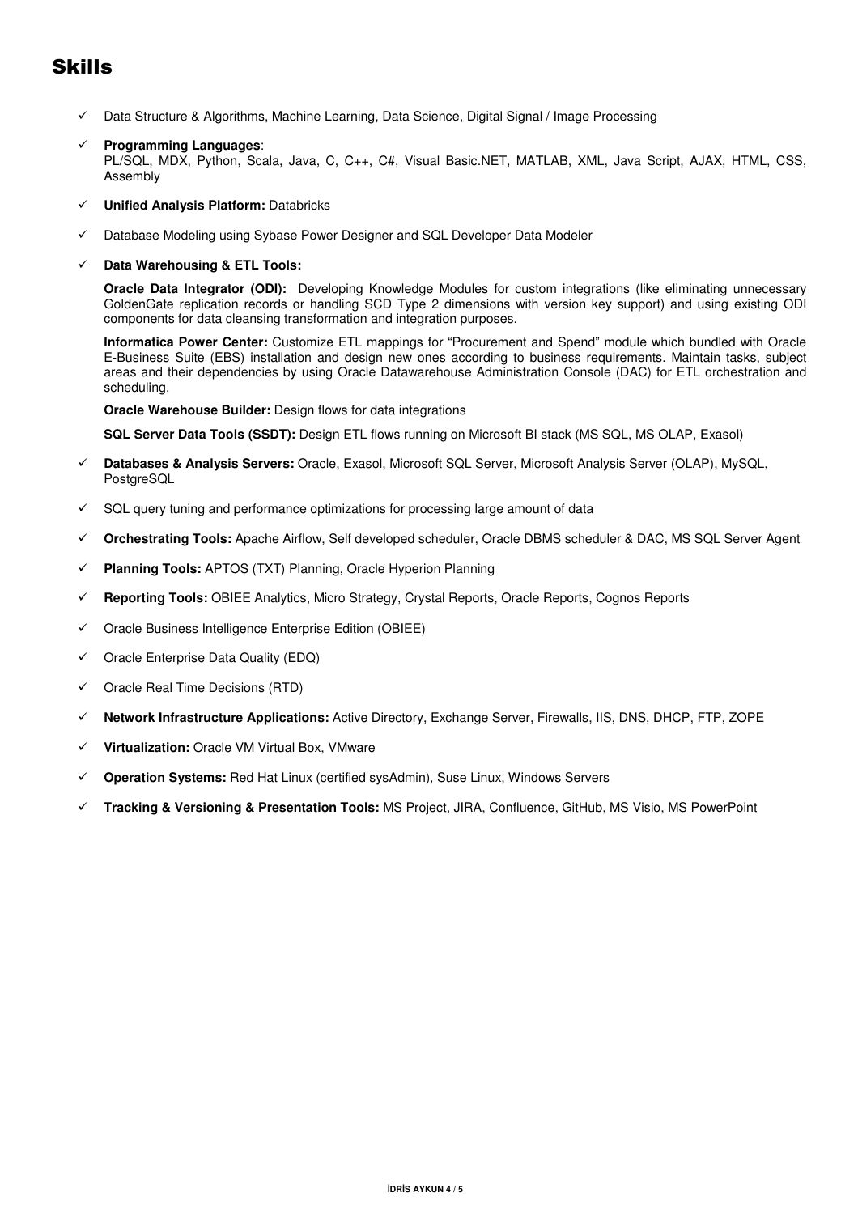# Skills

- ✓ Data Structure & Algorithms, Machine Learning, Data Science, Digital Signal / Image Processing
- ✓ **Programming Languages**:
  PL/SQL, MDX, Python, Scala, Java, C, C++, C#, Visual Basic.NET, MATLAB, XML, Java Script, AJAX, HTML, CSS, Assembly
- ✓ **Unified Analysis Platform:** Databricks
- ✓ Database Modeling using Sybase Power Designer and SQL Developer Data Modeler
- ✓ **Data Warehousing & ETL Tools:**

  **Oracle Data Integrator (ODI):** Developing Knowledge Modules for custom integrations (like eliminating unnecessary GoldenGate replication records or handling SCD Type 2 dimensions with version key support) and using existing ODI components for data cleansing transformation and integration purposes.

  **Informatica Power Center:** Customize ETL mappings for "Procurement and Spend" module which bundled with Oracle E-Business Suite (EBS) installation and design new ones according to business requirements. Maintain tasks, subject areas and their dependencies by using Oracle Datawarehouse Administration Console (DAC) for ETL orchestration and scheduling.

  **Oracle Warehouse Builder:** Design flows for data integrations

  **SQL Server Data Tools (SSDT):** Design ETL flows running on Microsoft BI stack (MS SQL, MS OLAP, Exasol)

- ✓ **Databases & Analysis Servers:** Oracle, Exasol, Microsoft SQL Server, Microsoft Analysis Server (OLAP), MySQL, PostgreSQL
- ✓ SQL query tuning and performance optimizations for processing large amount of data
- ✓ **Orchestrating Tools:** Apache Airflow, Self developed scheduler, Oracle DBMS scheduler & DAC, MS SQL Server Agent
- ✓ **Planning Tools:** APTOS (TXT) Planning, Oracle Hyperion Planning
- ✓ **Reporting Tools:** OBIEE Analytics, Micro Strategy, Crystal Reports, Oracle Reports, Cognos Reports
- ✓ Oracle Business Intelligence Enterprise Edition (OBIEE)
- ✓ Oracle Enterprise Data Quality (EDQ)
- ✓ Oracle Real Time Decisions (RTD)
- ✓ **Network Infrastructure Applications:** Active Directory, Exchange Server, Firewalls, IIS, DNS, DHCP, FTP, ZOPE
- ✓ **Virtualization:** Oracle VM Virtual Box, VMware
- ✓ **Operation Systems:** Red Hat Linux (certified sysAdmin), Suse Linux, Windows Servers
- ✓ **Tracking & Versioning & Presentation Tools:** MS Project, JIRA, Confluence, GitHub, MS Visio, MS PowerPoint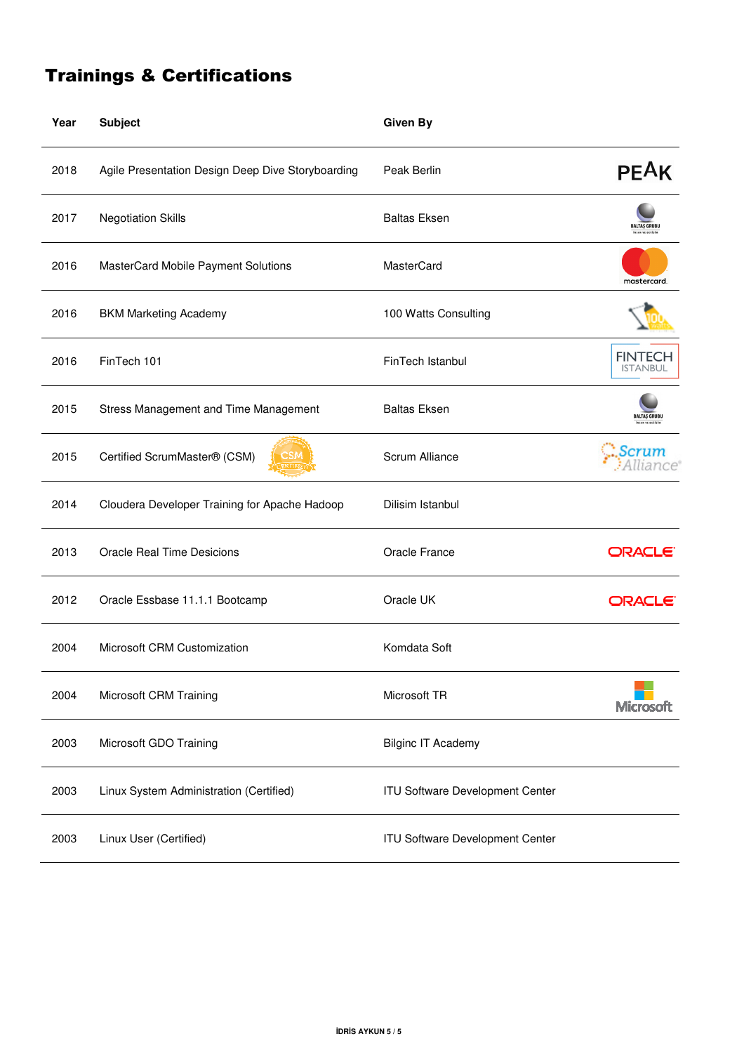## Trainings & Certifications

| Year | Subject | Given By |
|---|---|---|
| 2018 | Agile Presentation Design Deep Dive Storyboarding | Peak Berlin |
| 2017 | Negotiation Skills | Baltas Eksen |
| 2016 | MasterCard Mobile Payment Solutions | MasterCard |
| 2016 | BKM Marketing Academy | 100 Watts Consulting |
| 2016 | FinTech 101 | FinTech Istanbul |
| 2015 | Stress Management and Time Management | Baltas Eksen |
| 2015 | Certified ScrumMaster® (CSM) | Scrum Alliance |
| 2014 | Cloudera Developer Training for Apache Hadoop | Dilisim Istanbul |
| 2013 | Oracle Real Time Desicions | Oracle France |
| 2012 | Oracle Essbase 11.1.1 Bootcamp | Oracle UK |
| 2004 | Microsoft CRM Customization | Komdata Soft |
| 2004 | Microsoft CRM Training | Microsoft TR |
| 2003 | Microsoft GDO Training | Bilginc IT Academy |
| 2003 | Linux System Administration (Certified) | ITU Software Development Center |
| 2003 | Linux User (Certified) | ITU Software Development Center |